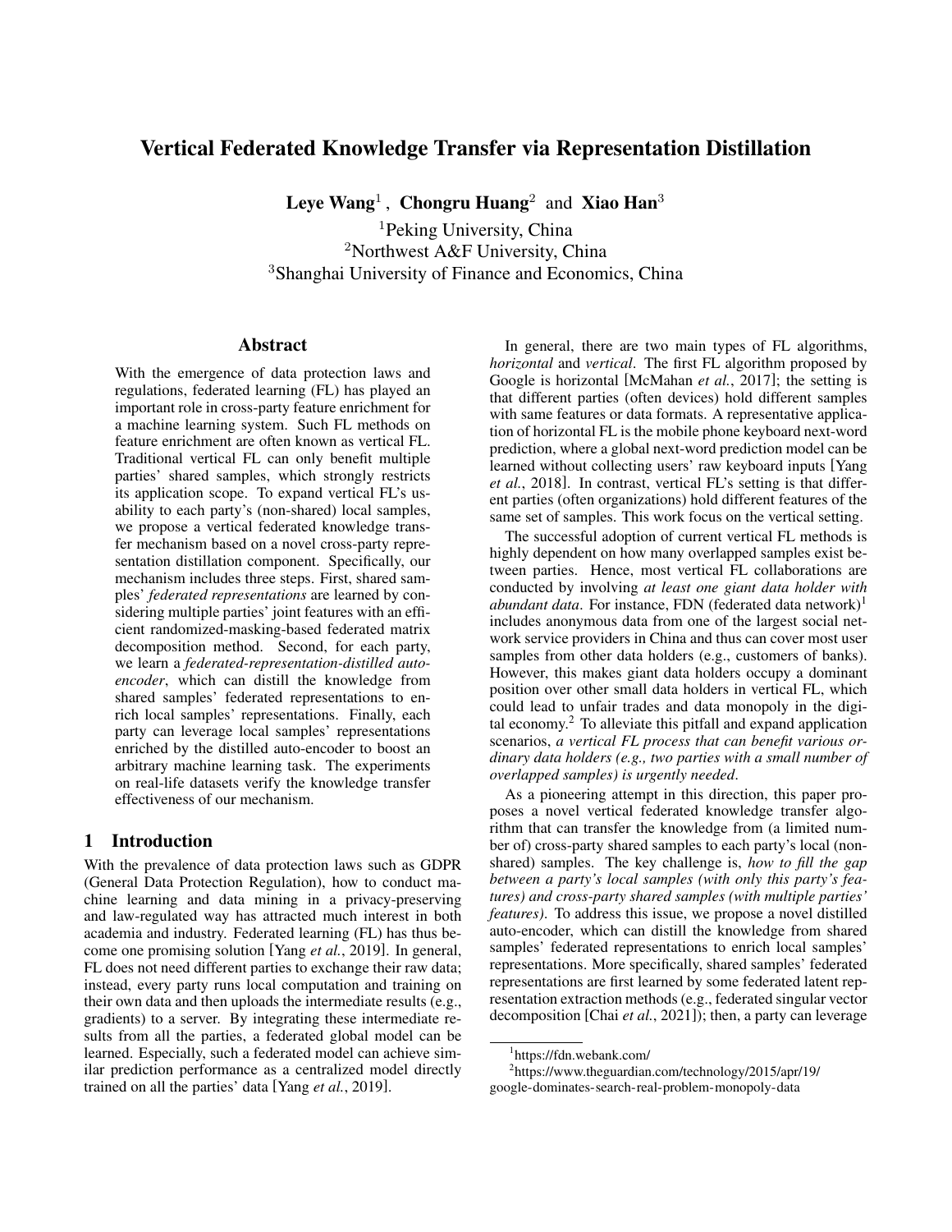# Vertical Federated Knowledge Transfer via Representation Distillation

**Leye Wang**[1], **Chongru Huang**[2] and **Xiao Han**[3]

[1]Peking University, China
[2]Northwest A&F University, China
[3]Shanghai University of Finance and Economics, China

## Abstract

With the emergence of data protection laws and regulations, federated learning (FL) has played an important role in cross-party feature enrichment for a machine learning system. Such FL methods on feature enrichment are often known as vertical FL. Traditional vertical FL can only benefit multiple parties' shared samples, which strongly restricts its application scope. To expand vertical FL's usability to each party's (non-shared) local samples, we propose a vertical federated knowledge transfer mechanism based on a novel cross-party representation distillation component. Specifically, our mechanism includes three steps. First, shared samples' *federated representations* are learned by considering multiple parties' joint features with an efficient randomized-masking-based federated matrix decomposition method. Second, for each party, we learn a *federated-representation-distilled auto-encoder*, which can distill the knowledge from shared samples' federated representations to enrich local samples' representations. Finally, each party can leverage local samples' representations enriched by the distilled auto-encoder to boost an arbitrary machine learning task. The experiments on real-life datasets verify the knowledge transfer effectiveness of our mechanism.

## 1 Introduction

With the prevalence of data protection laws such as GDPR (General Data Protection Regulation), how to conduct machine learning and data mining in a privacy-preserving and law-regulated way has attracted much interest in both academia and industry. Federated learning (FL) has thus become one promising solution [Yang *et al.*, 2019]. In general, FL does not need different parties to exchange their raw data; instead, every party runs local computation and training on their own data and then uploads the intermediate results (e.g., gradients) to a server. By integrating these intermediate results from all the parties, a federated global model can be learned. Especially, such a federated model can achieve similar prediction performance as a centralized model directly trained on all the parties' data [Yang *et al.*, 2019].

In general, there are two main types of FL algorithms, *horizontal* and *vertical*. The first FL algorithm proposed by Google is horizontal [McMahan *et al.*, 2017]; the setting is that different parties (often devices) hold different samples with same features or data formats. A representative application of horizontal FL is the mobile phone keyboard next-word prediction, where a global next-word prediction model can be learned without collecting users' raw keyboard inputs [Yang *et al.*, 2018]. In contrast, vertical FL's setting is that different parties (often organizations) hold different features of the same set of samples. This work focus on the vertical setting.

The successful adoption of current vertical FL methods is highly dependent on how many overlapped samples exist between parties. Hence, most vertical FL collaborations are conducted by involving *at least one giant data holder with abundant data*. For instance, FDN (federated data network)[1] includes anonymous data from one of the largest social network service providers in China and thus can cover most user samples from other data holders (e.g., customers of banks). However, this makes giant data holders occupy a dominant position over other small data holders in vertical FL, which could lead to unfair trades and data monopoly in the digital economy.[2] To alleviate this pitfall and expand application scenarios, *a vertical FL process that can benefit various ordinary data holders (e.g., two parties with a small number of overlapped samples) is urgently needed*.

As a pioneering attempt in this direction, this paper proposes a novel vertical federated knowledge transfer algorithm that can transfer the knowledge from (a limited number of) cross-party shared samples to each party's local (non-shared) samples. The key challenge is, *how to fill the gap between a party's local samples (with only this party's features) and cross-party shared samples (with multiple parties' features)*. To address this issue, we propose a novel distilled auto-encoder, which can distill the knowledge from shared samples' federated representations to enrich local samples' representations. More specifically, shared samples' federated representations are first learned by some federated latent representation extraction methods (e.g., federated singular vector decomposition [Chai *et al.*, 2021]); then, a party can leverage

[1]https://fdn.webank.com/

[2]https://www.theguardian.com/technology/2015/apr/19/google-dominates-search-real-problem-monopoly-data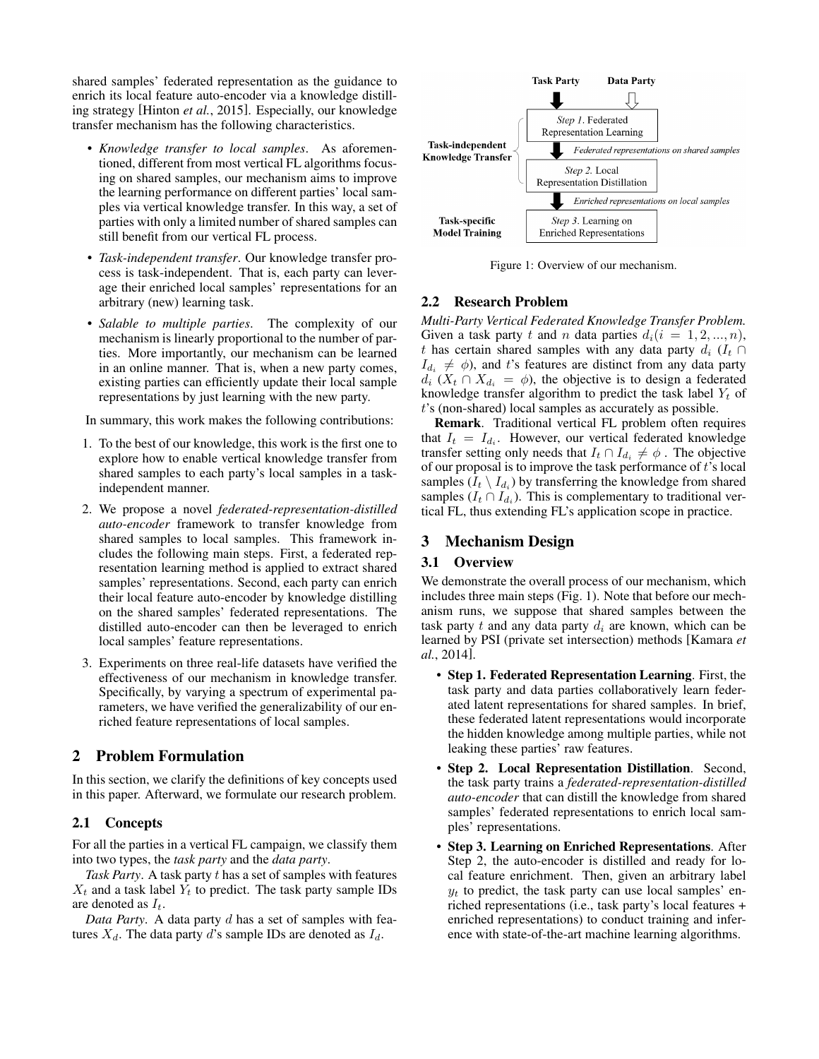shared samples' federated representation as the guidance to enrich its local feature auto-encoder via a knowledge distilling strategy [Hinton *et al.*, 2015]. Especially, our knowledge transfer mechanism has the following characteristics.

- *Knowledge transfer to local samples*. As aforementioned, different from most vertical FL algorithms focusing on shared samples, our mechanism aims to improve the learning performance on different parties' local samples via vertical knowledge transfer. In this way, a set of parties with only a limited number of shared samples can still benefit from our vertical FL process.
- *Task-independent transfer*. Our knowledge transfer process is task-independent. That is, each party can leverage their enriched local samples' representations for an arbitrary (new) learning task.
- *Salable to multiple parties*. The complexity of our mechanism is linearly proportional to the number of parties. More importantly, our mechanism can be learned in an online manner. That is, when a new party comes, existing parties can efficiently update their local sample representations by just learning with the new party.

In summary, this work makes the following contributions:

1. To the best of our knowledge, this work is the first one to explore how to enable vertical knowledge transfer from shared samples to each party's local samples in a task-independent manner.
2. We propose a novel *federated-representation-distilled auto-encoder* framework to transfer knowledge from shared samples to local samples. This framework includes the following main steps. First, a federated representation learning method is applied to extract shared samples' representations. Second, each party can enrich their local feature auto-encoder by knowledge distilling on the shared samples' federated representations. The distilled auto-encoder can then be leveraged to enrich local samples' feature representations.
3. Experiments on three real-life datasets have verified the effectiveness of our mechanism in knowledge transfer. Specifically, by varying a spectrum of experimental parameters, we have verified the generalizability of our enriched feature representations of local samples.

## 2 Problem Formulation

In this section, we clarify the definitions of key concepts used in this paper. Afterward, we formulate our research problem.

### 2.1 Concepts

For all the parties in a vertical FL campaign, we classify them into two types, the *task party* and the *data party*.

*Task Party*. A task party $t$ has a set of samples with features $X_t$ and a task label $Y_t$ to predict. The task party sample IDs are denoted as $I_t$.

*Data Party*. A data party $d$ has a set of samples with features $X_d$. The data party $d$'s sample IDs are denoted as $I_d$.

Task Party | Data Party

Task-independent Knowledge Transfer:
- *Step 1.* Federated Representation Learning
- *Federated representations on shared samples*
- *Step 2.* Local Representation Distillation
- *Enriched representations on local samples*

Task-specific Model Training:
- *Step 3.* Learning on Enriched Representations

Figure 1: Overview of our mechanism.

### 2.2 Research Problem

***Multi-Party Vertical Federated Knowledge Transfer Problem.*** Given a task party $t$ and $n$ data parties $d_i (i = 1, 2, ..., n)$, $t$ has certain shared samples with any data party $d_i$ ($I_t \cap I_{d_i} \neq \phi$), and $t$'s features are distinct from any data party $d_i$ ($X_t \cap X_{d_i} = \phi$), the objective is to design a federated knowledge transfer algorithm to predict the task label $Y_t$ of $t$'s (non-shared) local samples as accurately as possible.

**Remark**. Traditional vertical FL problem often requires that $I_t = I_{d_i}$. However, our vertical federated knowledge transfer setting only needs that $I_t \cap I_{d_i} \neq \phi$ . The objective of our proposal is to improve the task performance of $t$'s local samples ($I_t \setminus I_{d_i}$) by transferring the knowledge from shared samples ($I_t \cap I_{d_i}$). This is complementary to traditional vertical FL, thus extending FL's application scope in practice.

## 3 Mechanism Design

### 3.1 Overview

We demonstrate the overall process of our mechanism, which includes three main steps (Fig. 1). Note that before our mechanism runs, we suppose that shared samples between the task party $t$ and any data party $d_i$ are known, which can be learned by PSI (private set intersection) methods [Kamara *et al.*, 2014].

- **Step 1. Federated Representation Learning**. First, the task party and data parties collaboratively learn federated latent representations for shared samples. In brief, these federated latent representations would incorporate the hidden knowledge among multiple parties, while not leaking these parties' raw features.
- **Step 2. Local Representation Distillation**. Second, the task party trains a *federated-representation-distilled auto-encoder* that can distill the knowledge from shared samples' federated representations to enrich local samples' representations.
- **Step 3. Learning on Enriched Representations**. After Step 2, the auto-encoder is distilled and ready for local feature enrichment. Then, given an arbitrary label $y_t$ to predict, the task party can use local samples' enriched representations (i.e., task party's local features + enriched representations) to conduct training and inference with state-of-the-art machine learning algorithms.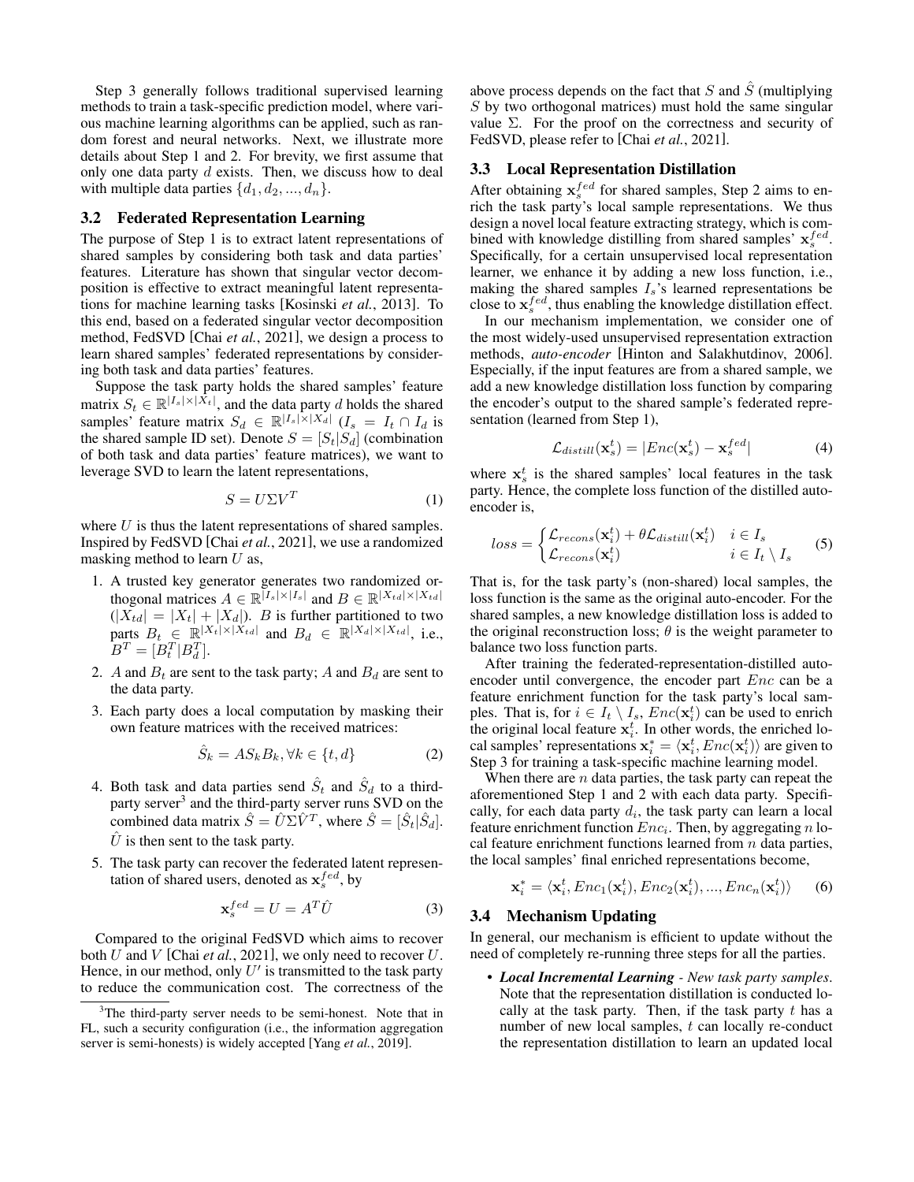Step 3 generally follows traditional supervised learning methods to train a task-specific prediction model, where various machine learning algorithms can be applied, such as random forest and neural networks. Next, we illustrate more details about Step 1 and 2. For brevity, we first assume that only one data party $d$ exists. Then, we discuss how to deal with multiple data parties $\{d_1, d_2, ..., d_n\}$.

### 3.2 Federated Representation Learning

The purpose of Step 1 is to extract latent representations of shared samples by considering both task and data parties' features. Literature has shown that singular vector decomposition is effective to extract meaningful latent representations for machine learning tasks [Kosinski *et al.*, 2013]. To this end, based on a federated singular vector decomposition method, FedSVD [Chai *et al.*, 2021], we design a process to learn shared samples' federated representations by considering both task and data parties' features.

Suppose the task party holds the shared samples' feature matrix $S_t \in \mathbb{R}^{|I_s| \times |X_t|}$, and the data party $d$ holds the shared samples' feature matrix $S_d \in \mathbb{R}^{|I_s| \times |X_d|}$ ($I_s = I_t \cap I_d$ is the shared sample ID set). Denote $S = [S_t | S_d]$ (combination of both task and data parties' feature matrices), we want to leverage SVD to learn the latent representations,

$$S = U \Sigma V^T \tag{1}$$

where $U$ is thus the latent representations of shared samples. Inspired by FedSVD [Chai *et al.*, 2021], we use a randomized masking method to learn $U$ as,

1. A trusted key generator generates two randomized orthogonal matrices $A \in \mathbb{R}^{|I_s| \times |I_s|}$ and $B \in \mathbb{R}^{|X_{td}| \times |X_{td}|}$ ($|X_{td}| = |X_t| + |X_d|$). $B$ is further partitioned to two parts $B_t \in \mathbb{R}^{|X_t| \times |X_{td}|}$ and $B_d \in \mathbb{R}^{|X_d| \times |X_{td}|}$, i.e., $B^T = [B_t^T | B_d^T]$.
2. $A$ and $B_t$ are sent to the task party; $A$ and $B_d$ are sent to the data party.
3. Each party does a local computation by masking their own feature matrices with the received matrices:
$$\hat{S}_k = A S_k B_k, \forall k \in \{t, d\} \tag{2}$$
4. Both task and data parties send $\hat{S}_t$ and $\hat{S}_d$ to a third-party server[3] and the third-party server runs SVD on the combined data matrix $\hat{S} = \hat{U} \Sigma \hat{V}^T$, where $\hat{S} = [\hat{S}_t | \hat{S}_d]$. $\hat{U}$ is then sent to the task party.
5. The task party can recover the federated latent representation of shared users, denoted as $\mathbf{x}_s^{fed}$, by
$$\mathbf{x}_s^{fed} = U = A^T \hat{U} \tag{3}$$

Compared to the original FedSVD which aims to recover both $U$ and $V$ [Chai *et al.*, 2021], we only need to recover $U$. Hence, in our method, only $U'$ is transmitted to the task party to reduce the communication cost. The correctness of the above process depends on the fact that $S$ and $\hat{S}$ (multiplying $S$ by two orthogonal matrices) must hold the same singular value $\Sigma$. For the proof on the correctness and security of FedSVD, please refer to [Chai *et al.*, 2021].

[3] The third-party server needs to be semi-honest. Note that in FL, such a security configuration (i.e., the information aggregation server is semi-honests) is widely accepted [Yang *et al.*, 2019].

### 3.3 Local Representation Distillation

After obtaining $\mathbf{x}_s^{fed}$ for shared samples, Step 2 aims to enrich the task party's local sample representations. We thus design a novel local feature extracting strategy, which is combined with knowledge distilling from shared samples' $\mathbf{x}_s^{fed}$. Specifically, for a certain unsupervised local representation learner, we enhance it by adding a new loss function, i.e., making the shared samples $I_s$'s learned representations be close to $\mathbf{x}_s^{fed}$, thus enabling the knowledge distillation effect.

In our mechanism implementation, we consider one of the most widely-used unsupervised representation extraction methods, *auto-encoder* [Hinton and Salakhutdinov, 2006]. Especially, if the input features are from a shared sample, we add a new knowledge distillation loss function by comparing the encoder's output to the shared sample's federated representation (learned from Step 1),

$$\mathcal{L}_{distill}(\mathbf{x}_s^t) = |Enc(\mathbf{x}_s^t) - \mathbf{x}_s^{fed}| \tag{4}$$

where $\mathbf{x}_s^t$ is the shared samples' local features in the task party. Hence, the complete loss function of the distilled auto-encoder is,

$$loss = \begin{cases} \mathcal{L}_{recons}(\mathbf{x}_i^t) + \theta \mathcal{L}_{distill}(\mathbf{x}_i^t) & i \in I_s \\ \mathcal{L}_{recons}(\mathbf{x}_i^t) & i \in I_t \setminus I_s \end{cases} \tag{5}$$

That is, for the task party's (non-shared) local samples, the loss function is the same as the original auto-encoder. For the shared samples, a new knowledge distillation loss is added to the original reconstruction loss; $\theta$ is the weight parameter to balance two loss function parts.

After training the federated-representation-distilled auto-encoder until convergence, the encoder part $Enc$ can be a feature enrichment function for the task party's local samples. That is, for $i \in I_t \setminus I_s$, $Enc(\mathbf{x}_i^t)$ can be used to enrich the original local feature $\mathbf{x}_i^t$. In other words, the enriched local samples' representations $\mathbf{x}_i^* = \langle \mathbf{x}_i^t, Enc(\mathbf{x}_i^t) \rangle$ are given to Step 3 for training a task-specific machine learning model.

When there are $n$ data parties, the task party can repeat the aforementioned Step 1 and 2 with each data party. Specifically, for each data party $d_i$, the task party can learn a local feature enrichment function $Enc_i$. Then, by aggregating $n$ local feature enrichment functions learned from $n$ data parties, the local samples' final enriched representations become,

$$\mathbf{x}_i^* = \langle \mathbf{x}_i^t, Enc_1(\mathbf{x}_i^t), Enc_2(\mathbf{x}_i^t), ..., Enc_n(\mathbf{x}_i^t) \rangle \tag{6}$$

### 3.4 Mechanism Updating

In general, our mechanism is efficient to update without the need of completely re-running three steps for all the parties.

- ***Local Incremental Learning*** *- New task party samples*. Note that the representation distillation is conducted locally at the task party. Then, if the task party $t$ has a number of new local samples, $t$ can locally re-conduct the representation distillation to learn an updated local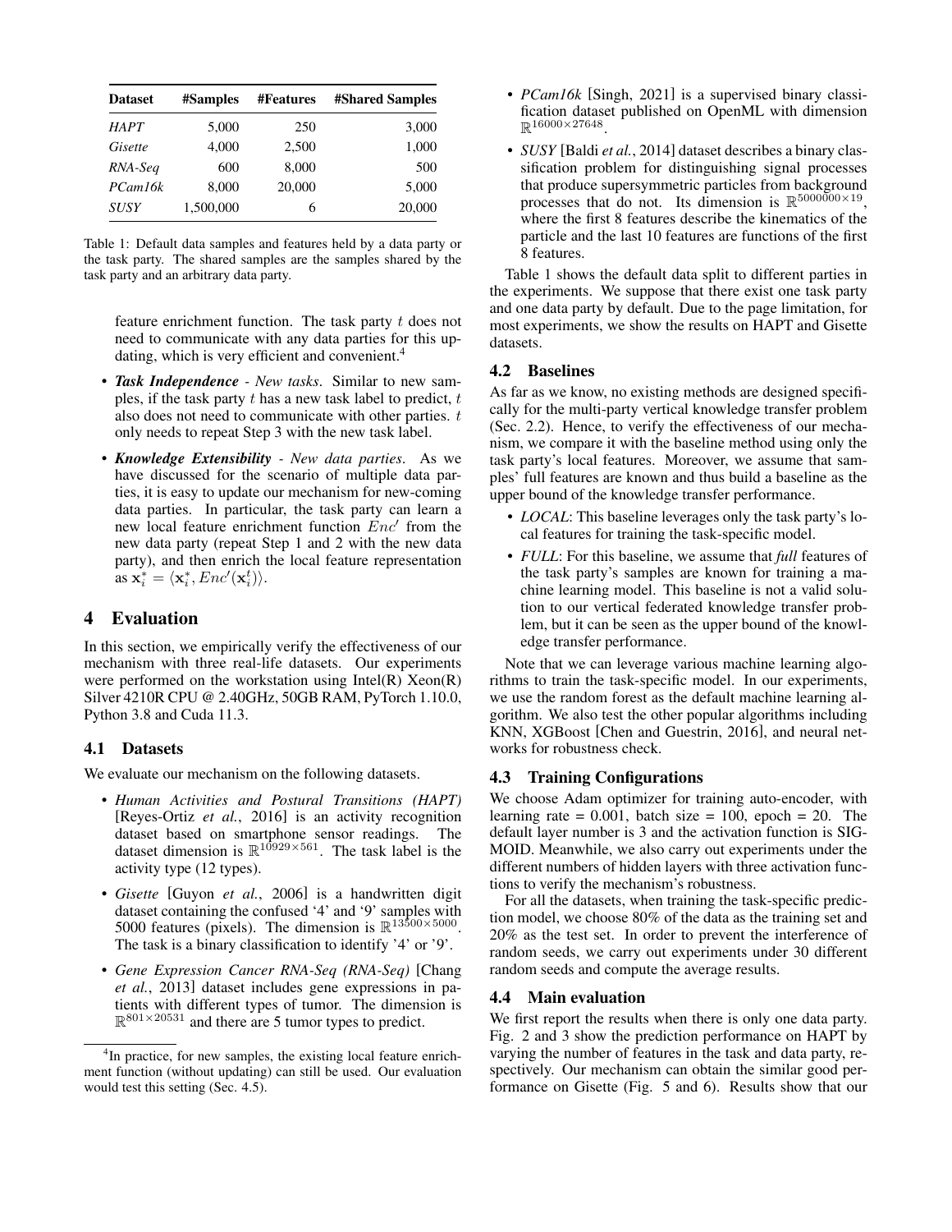| Dataset | #Samples | #Features | #Shared Samples |
|---|---|---|---|
| *HAPT* | 5,000 | 250 | 3,000 |
| *Gisette* | 4,000 | 2,500 | 1,000 |
| *RNA-Seq* | 600 | 8,000 | 500 |
| *PCam16k* | 8,000 | 20,000 | 5,000 |
| *SUSY* | 1,500,000 | 6 | 20,000 |

Table 1: Default data samples and features held by a data party or the task party. The shared samples are the samples shared by the task party and an arbitrary data party.

feature enrichment function. The task party $t$ does not need to communicate with any data parties for this updating, which is very efficient and convenient.[4]

- ***Task Independence*** *- New tasks*. Similar to new samples, if the task party $t$ has a new task label to predict, $t$ also does not need to communicate with other parties. $t$ only needs to repeat Step 3 with the new task label.
- ***Knowledge Extensibility*** *- New data parties*. As we have discussed for the scenario of multiple data parties, it is easy to update our mechanism for new-coming data parties. In particular, the task party can learn a new local feature enrichment function $Enc'$ from the new data party (repeat Step 1 and 2 with the new data party), and then enrich the local feature representation as $\mathbf{x}_i^* = \langle \mathbf{x}_i^*, Enc'(\mathbf{x}_i^t) \rangle$.

# 4 Evaluation

In this section, we empirically verify the effectiveness of our mechanism with three real-life datasets. Our experiments were performed on the workstation using Intel(R) Xeon(R) Silver 4210R CPU @ 2.40GHz, 50GB RAM, PyTorch 1.10.0, Python 3.8 and Cuda 11.3.

## 4.1 Datasets

We evaluate our mechanism on the following datasets.

- *Human Activities and Postural Transitions (HAPT)* [Reyes-Ortiz *et al.*, 2016] is an activity recognition dataset based on smartphone sensor readings. The dataset dimension is $\mathbb{R}^{10929\times561}$. The task label is the activity type (12 types).
- *Gisette* [Guyon *et al.*, 2006] is a handwritten digit dataset containing the confused '4' and '9' samples with 5000 features (pixels). The dimension is $\mathbb{R}^{13500\times5000}$. The task is a binary classification to identify '4' or '9'.
- *Gene Expression Cancer RNA-Seq (RNA-Seq)* [Chang *et al.*, 2013] dataset includes gene expressions in patients with different types of tumor. The dimension is $\mathbb{R}^{801\times20531}$ and there are 5 tumor types to predict.
- *PCam16k* [Singh, 2021] is a supervised binary classification dataset published on OpenML with dimension $\mathbb{R}^{16000\times27648}$.
- *SUSY* [Baldi *et al.*, 2014] dataset describes a binary classification problem for distinguishing signal processes that produce supersymmetric particles from background processes that do not. Its dimension is $\mathbb{R}^{5000000\times19}$, where the first 8 features describe the kinematics of the particle and the last 10 features are functions of the first 8 features.

Table 1 shows the default data split to different parties in the experiments. We suppose that there exist one task party and one data party by default. Due to the page limitation, for most experiments, we show the results on HAPT and Gisette datasets.

## 4.2 Baselines

As far as we know, no existing methods are designed specifically for the multi-party vertical knowledge transfer problem (Sec. 2.2). Hence, to verify the effectiveness of our mechanism, we compare it with the baseline method using only the task party's local features. Moreover, we assume that samples' full features are known and thus build a baseline as the upper bound of the knowledge transfer performance.

- *LOCAL*: This baseline leverages only the task party's local features for training the task-specific model.
- *FULL*: For this baseline, we assume that *full* features of the task party's samples are known for training a machine learning model. This baseline is not a valid solution to our vertical federated knowledge transfer problem, but it can be seen as the upper bound of the knowledge transfer performance.

Note that we can leverage various machine learning algorithms to train the task-specific model. In our experiments, we use the random forest as the default machine learning algorithm. We also test the other popular algorithms including KNN, XGBoost [Chen and Guestrin, 2016], and neural networks for robustness check.

## 4.3 Training Configurations

We choose Adam optimizer for training auto-encoder, with learning rate = 0.001, batch size = 100, epoch = 20. The default layer number is 3 and the activation function is SIGMOID. Meanwhile, we also carry out experiments under the different numbers of hidden layers with three activation functions to verify the mechanism's robustness.

For all the datasets, when training the task-specific prediction model, we choose 80% of the data as the training set and 20% as the test set. In order to prevent the interference of random seeds, we carry out experiments under 30 different random seeds and compute the average results.

## 4.4 Main evaluation

We first report the results when there is only one data party. Fig. 2 and 3 show the prediction performance on HAPT by varying the number of features in the task and data party, respectively. Our mechanism can obtain the similar good performance on Gisette (Fig. 5 and 6). Results show that our

[4] In practice, for new samples, the existing local feature enrichment function (without updating) can still be used. Our evaluation would test this setting (Sec. 4.5).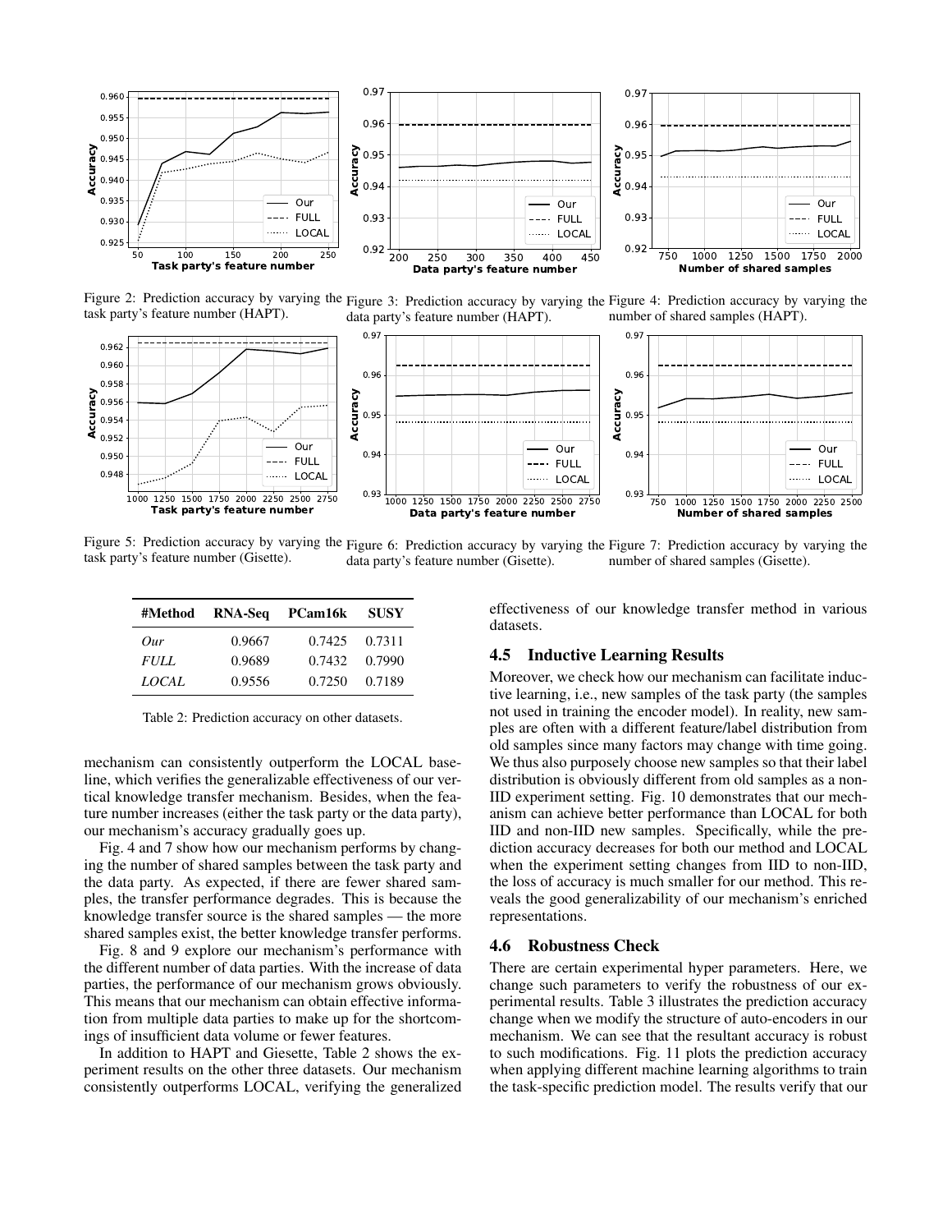Figure 2: Prediction accuracy by varying the task party's feature number (HAPT).

Figure 3: Prediction accuracy by varying the data party's feature number (HAPT).

Figure 4: Prediction accuracy by varying the number of shared samples (HAPT).

Figure 5: Prediction accuracy by varying the task party's feature number (Gisette).

Figure 6: Prediction accuracy by varying the data party's feature number (Gisette).

Figure 7: Prediction accuracy by varying the number of shared samples (Gisette).

| #Method | RNA-Seq | PCam16k | SUSY |
|---|---|---|---|
| *Our* | 0.9667 | 0.7425 | 0.7311 |
| *FULL* | 0.9689 | 0.7432 | 0.7990 |
| *LOCAL* | 0.9556 | 0.7250 | 0.7189 |

Table 2: Prediction accuracy on other datasets.

mechanism can consistently outperform the LOCAL baseline, which verifies the generalizable effectiveness of our vertical knowledge transfer mechanism. Besides, when the feature number increases (either the task party or the data party), our mechanism's accuracy gradually goes up.

Fig. 4 and 7 show how our mechanism performs by changing the number of shared samples between the task party and the data party. As expected, if there are fewer shared samples, the transfer performance degrades. This is because the knowledge transfer source is the shared samples — the more shared samples exist, the better knowledge transfer performs.

Fig. 8 and 9 explore our mechanism's performance with the different number of data parties. With the increase of data parties, the performance of our mechanism grows obviously. This means that our mechanism can obtain effective information from multiple data parties to make up for the shortcomings of insufficient data volume or fewer features.

In addition to HAPT and Giesette, Table 2 shows the experiment results on the other three datasets. Our mechanism consistently outperforms LOCAL, verifying the generalized effectiveness of our knowledge transfer method in various datasets.

### 4.5 Inductive Learning Results

Moreover, we check how our mechanism can facilitate inductive learning, i.e., new samples of the task party (the samples not used in training the encoder model). In reality, new samples are often with a different feature/label distribution from old samples since many factors may change with time going. We thus also purposely choose new samples so that their label distribution is obviously different from old samples as a non-IID experiment setting. Fig. 10 demonstrates that our mechanism can achieve better performance than LOCAL for both IID and non-IID new samples. Specifically, while the prediction accuracy decreases for both our method and LOCAL when the experiment setting changes from IID to non-IID, the loss of accuracy is much smaller for our method. This reveals the good generalizability of our mechanism's enriched representations.

### 4.6 Robustness Check

There are certain experimental hyper parameters. Here, we change such parameters to verify the robustness of our experimental results. Table 3 illustrates the prediction accuracy change when we modify the structure of auto-encoders in our mechanism. We can see that the resultant accuracy is robust to such modifications. Fig. 11 plots the prediction accuracy when applying different machine learning algorithms to train the task-specific prediction model. The results verify that our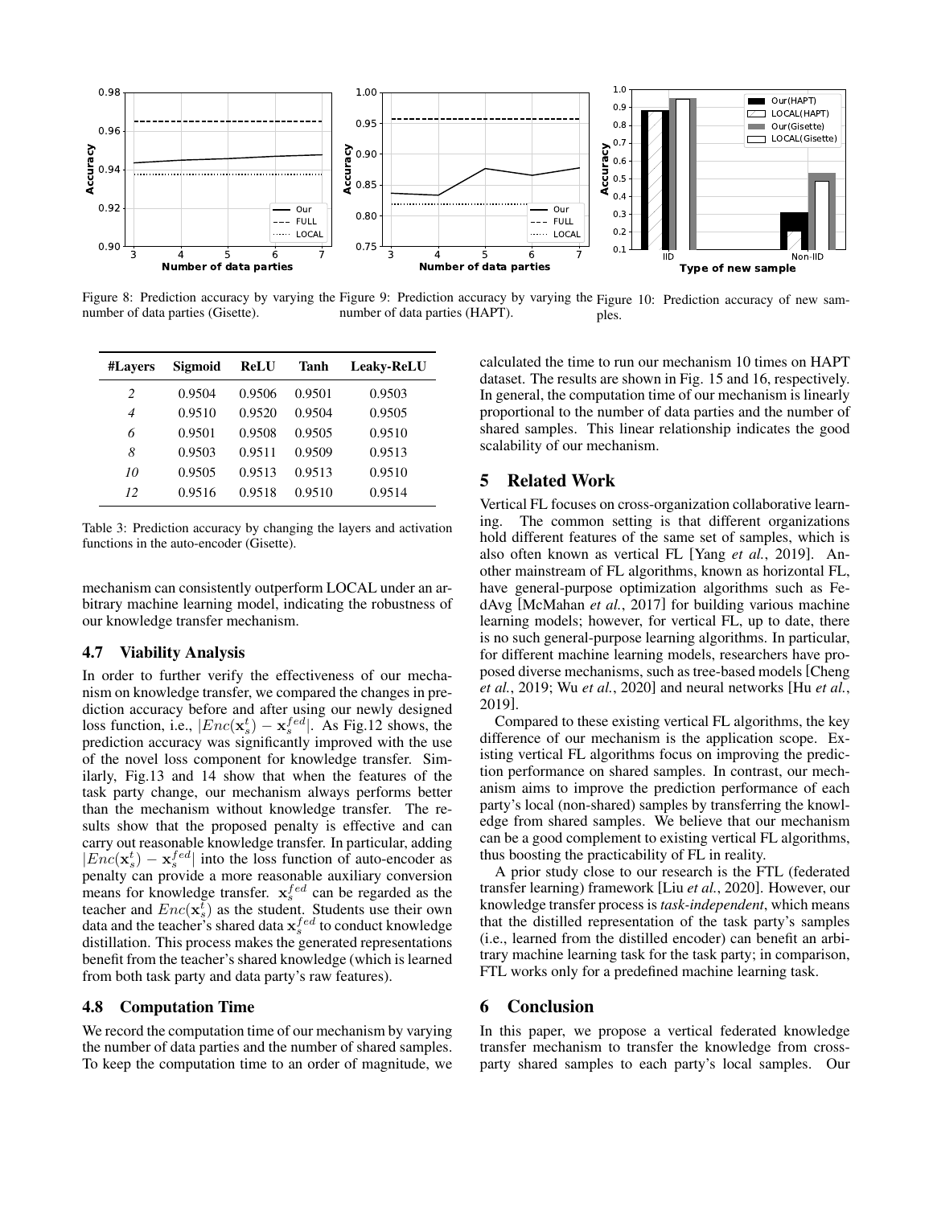Figure 8: Prediction accuracy by varying the number of data parties (Gisette).

Figure 9: Prediction accuracy by varying the number of data parties (HAPT).

Figure 10: Prediction accuracy of new samples.

| #Layers | Sigmoid | ReLU | Tanh | Leaky-ReLU |
|---|---|---|---|---|
| *2* | 0.9504 | 0.9506 | 0.9501 | 0.9503 |
| *4* | 0.9510 | 0.9520 | 0.9504 | 0.9505 |
| *6* | 0.9501 | 0.9508 | 0.9505 | 0.9510 |
| *8* | 0.9503 | 0.9511 | 0.9509 | 0.9513 |
| *10* | 0.9505 | 0.9513 | 0.9513 | 0.9510 |
| *12* | 0.9516 | 0.9518 | 0.9510 | 0.9514 |

Table 3: Prediction accuracy by changing the layers and activation functions in the auto-encoder (Gisette).

mechanism can consistently outperform LOCAL under an arbitrary machine learning model, indicating the robustness of our knowledge transfer mechanism.

### 4.7 Viability Analysis

In order to further verify the effectiveness of our mechanism on knowledge transfer, we compared the changes in prediction accuracy before and after using our newly designed loss function, i.e., $|Enc(\mathbf{x}_s^t) - \mathbf{x}_s^{fed}|$. As Fig.12 shows, the prediction accuracy was significantly improved with the use of the novel loss component for knowledge transfer. Similarly, Fig.13 and 14 show that when the features of the task party change, our mechanism always performs better than the mechanism without knowledge transfer. The results show that the proposed penalty is effective and can carry out reasonable knowledge transfer. In particular, adding $|Enc(\mathbf{x}_s^t) - \mathbf{x}_s^{fed}|$ into the loss function of auto-encoder as penalty can provide a more reasonable auxiliary conversion means for knowledge transfer. $\mathbf{x}_s^{fed}$ can be regarded as the teacher and $Enc(\mathbf{x}_s^t)$ as the student. Students use their own data and the teacher's shared data $\mathbf{x}_s^{fed}$ to conduct knowledge distillation. This process makes the generated representations benefit from the teacher's shared knowledge (which is learned from both task party and data party's raw features).

### 4.8 Computation Time

We record the computation time of our mechanism by varying the number of data parties and the number of shared samples. To keep the computation time to an order of magnitude, we calculated the time to run our mechanism 10 times on HAPT dataset. The results are shown in Fig. 15 and 16, respectively. In general, the computation time of our mechanism is linearly proportional to the number of data parties and the number of shared samples. This linear relationship indicates the good scalability of our mechanism.

## 5 Related Work

Vertical FL focuses on cross-organization collaborative learning. The common setting is that different organizations hold different features of the same set of samples, which is also often known as vertical FL [Yang *et al.*, 2019]. Another mainstream of FL algorithms, known as horizontal FL, have general-purpose optimization algorithms such as FedAvg [McMahan *et al.*, 2017] for building various machine learning models; however, for vertical FL, up to date, there is no such general-purpose learning algorithms. In particular, for different machine learning models, researchers have proposed diverse mechanisms, such as tree-based models [Cheng *et al.*, 2019; Wu *et al.*, 2020] and neural networks [Hu *et al.*, 2019].

Compared to these existing vertical FL algorithms, the key difference of our mechanism is the application scope. Existing vertical FL algorithms focus on improving the prediction performance on shared samples. In contrast, our mechanism aims to improve the prediction performance of each party's local (non-shared) samples by transferring the knowledge from shared samples. We believe that our mechanism can be a good complement to existing vertical FL algorithms, thus boosting the practicability of FL in reality.

A prior study close to our research is the FTL (federated transfer learning) framework [Liu *et al.*, 2020]. However, our knowledge transfer process is *task-independent*, which means that the distilled representation of the task party's samples (i.e., learned from the distilled encoder) can benefit an arbitrary machine learning task for the task party; in comparison, FTL works only for a predefined machine learning task.

## 6 Conclusion

In this paper, we propose a vertical federated knowledge transfer mechanism to transfer the knowledge from cross-party shared samples to each party's local samples. Our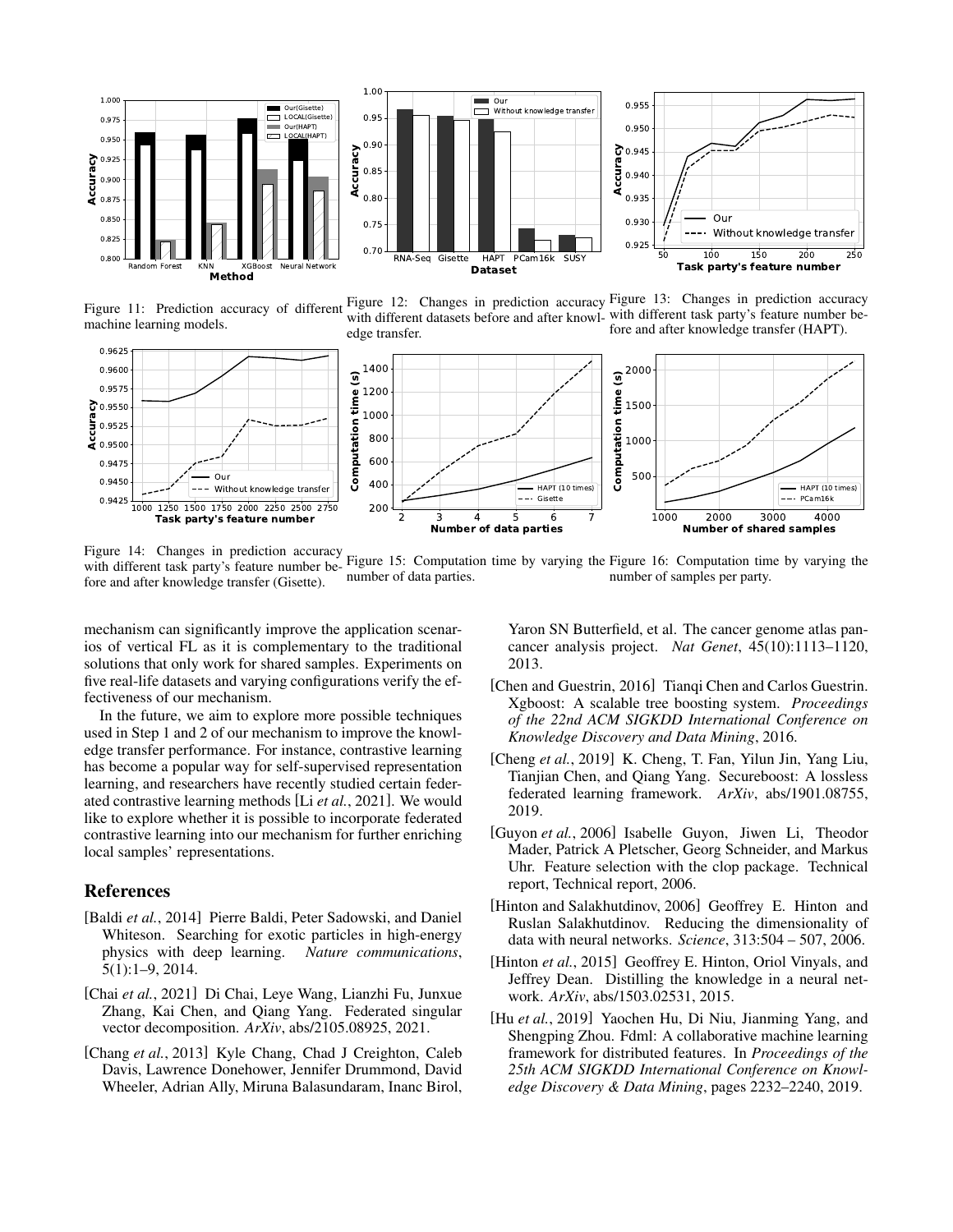Figure 11: Prediction accuracy of different machine learning models.

Figure 12: Changes in prediction accuracy with different datasets before and after knowledge transfer.

Figure 13: Changes in prediction accuracy with different task party's feature number before and after knowledge transfer (HAPT).

Figure 14: Changes in prediction accuracy with different task party's feature number before and after knowledge transfer (Gisette).

Figure 15: Computation time by varying the number of data parties.

Figure 16: Computation time by varying the number of samples per party.

mechanism can significantly improve the application scenarios of vertical FL as it is complementary to the traditional solutions that only work for shared samples. Experiments on five real-life datasets and varying configurations verify the effectiveness of our mechanism.

In the future, we aim to explore more possible techniques used in Step 1 and 2 of our mechanism to improve the knowledge transfer performance. For instance, contrastive learning has become a popular way for self-supervised representation learning, and researchers have recently studied certain federated contrastive learning methods [Li *et al.*, 2021]. We would like to explore whether it is possible to incorporate federated contrastive learning into our mechanism for further enriching local samples' representations.

## References

[Baldi *et al.*, 2014] Pierre Baldi, Peter Sadowski, and Daniel Whiteson. Searching for exotic particles in high-energy physics with deep learning. *Nature communications*, 5(1):1–9, 2014.

[Chai *et al.*, 2021] Di Chai, Leye Wang, Lianzhi Fu, Junxue Zhang, Kai Chen, and Qiang Yang. Federated singular vector decomposition. *ArXiv*, abs/2105.08925, 2021.

[Chang *et al.*, 2013] Kyle Chang, Chad J Creighton, Caleb Davis, Lawrence Donehower, Jennifer Drummond, David Wheeler, Adrian Ally, Miruna Balasundaram, Inanc Birol, Yaron SN Butterfield, et al. The cancer genome atlas pan-cancer analysis project. *Nat Genet*, 45(10):1113–1120, 2013.

[Chen and Guestrin, 2016] Tianqi Chen and Carlos Guestrin. Xgboost: A scalable tree boosting system. *Proceedings of the 22nd ACM SIGKDD International Conference on Knowledge Discovery and Data Mining*, 2016.

[Cheng *et al.*, 2019] K. Cheng, T. Fan, Yilun Jin, Yang Liu, Tianjian Chen, and Qiang Yang. Secureboost: A lossless federated learning framework. *ArXiv*, abs/1901.08755, 2019.

[Guyon *et al.*, 2006] Isabelle Guyon, Jiwen Li, Theodor Mader, Patrick A Pletscher, Georg Schneider, and Markus Uhr. Feature selection with the clop package. Technical report, Technical report, 2006.

[Hinton and Salakhutdinov, 2006] Geoffrey E. Hinton and Ruslan Salakhutdinov. Reducing the dimensionality of data with neural networks. *Science*, 313:504 – 507, 2006.

[Hinton *et al.*, 2015] Geoffrey E. Hinton, Oriol Vinyals, and Jeffrey Dean. Distilling the knowledge in a neural network. *ArXiv*, abs/1503.02531, 2015.

[Hu *et al.*, 2019] Yaochen Hu, Di Niu, Jianming Yang, and Shengping Zhou. Fdml: A collaborative machine learning framework for distributed features. In *Proceedings of the 25th ACM SIGKDD International Conference on Knowledge Discovery & Data Mining*, pages 2232–2240, 2019.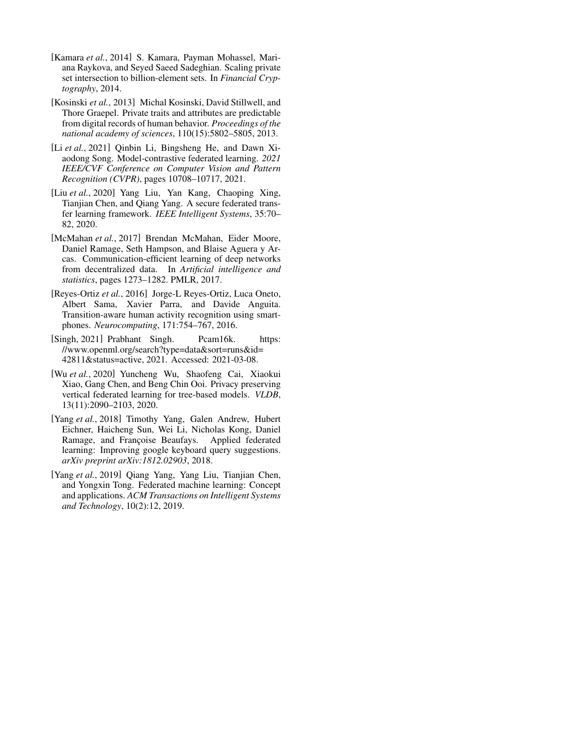[Kamara *et al.*, 2014] S. Kamara, Payman Mohassel, Mariana Raykova, and Seyed Saeed Sadeghian. Scaling private set intersection to billion-element sets. In *Financial Cryptography*, 2014.

[Kosinski *et al.*, 2013] Michal Kosinski, David Stillwell, and Thore Graepel. Private traits and attributes are predictable from digital records of human behavior. *Proceedings of the national academy of sciences*, 110(15):5802–5805, 2013.

[Li *et al.*, 2021] Qinbin Li, Bingsheng He, and Dawn Xiaodong Song. Model-contrastive federated learning. *2021 IEEE/CVF Conference on Computer Vision and Pattern Recognition (CVPR)*, pages 10708–10717, 2021.

[Liu *et al.*, 2020] Yang Liu, Yan Kang, Chaoping Xing, Tianjian Chen, and Qiang Yang. A secure federated transfer learning framework. *IEEE Intelligent Systems*, 35:70–82, 2020.

[McMahan *et al.*, 2017] Brendan McMahan, Eider Moore, Daniel Ramage, Seth Hampson, and Blaise Aguera y Arcas. Communication-efficient learning of deep networks from decentralized data. In *Artificial intelligence and statistics*, pages 1273–1282. PMLR, 2017.

[Reyes-Ortiz *et al.*, 2016] Jorge-L Reyes-Ortiz, Luca Oneto, Albert Sama, Xavier Parra, and Davide Anguita. Transition-aware human activity recognition using smartphones. *Neurocomputing*, 171:754–767, 2016.

[Singh, 2021] Prabhant Singh. Pcam16k. https://www.openml.org/search?type=data&sort=runs&id=42811&status=active, 2021. Accessed: 2021-03-08.

[Wu *et al.*, 2020] Yuncheng Wu, Shaofeng Cai, Xiaokui Xiao, Gang Chen, and Beng Chin Ooi. Privacy preserving vertical federated learning for tree-based models. *VLDB*, 13(11):2090–2103, 2020.

[Yang *et al.*, 2018] Timothy Yang, Galen Andrew, Hubert Eichner, Haicheng Sun, Wei Li, Nicholas Kong, Daniel Ramage, and Françoise Beaufays. Applied federated learning: Improving google keyboard query suggestions. *arXiv preprint arXiv:1812.02903*, 2018.

[Yang *et al.*, 2019] Qiang Yang, Yang Liu, Tianjian Chen, and Yongxin Tong. Federated machine learning: Concept and applications. *ACM Transactions on Intelligent Systems and Technology*, 10(2):12, 2019.